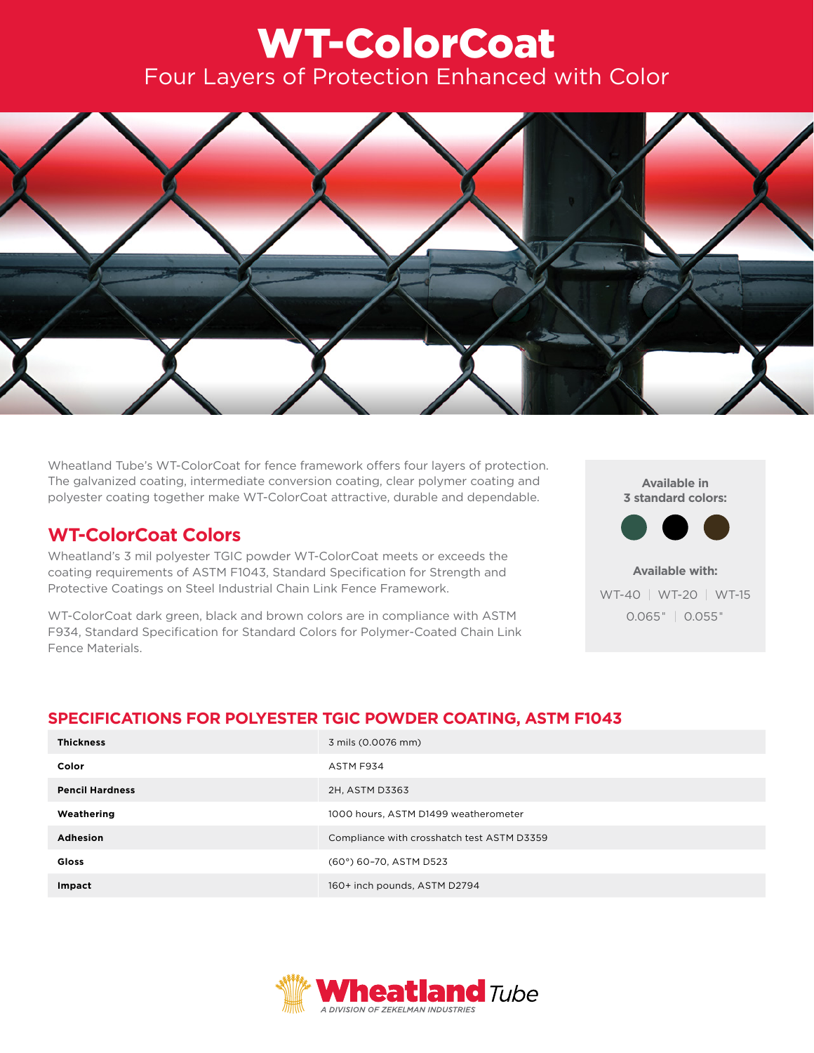# WT-ColorCoat

Four Layers of Protection Enhanced with Color

Wheatland Tube's WT-ColorCoat for fence framework offers four layers of protection. The galvanized coating, intermediate conversion coating, clear polymer coating and polyester coating together make WT-ColorCoat attractive, durable and dependable.

## WT-ColorCoat Colors

Wheatland's 3 mil polyester TGIC powder WT-ColorCoat meets or exceeds the coating requirements of ASTM F1043, Standard Specification for Strength and Protective Coatings on Steel Industrial Chain Link Fence Framework.

WT-ColorCoat dark green, black and brown colors are in compliance with ASTM F934, Standard Specification for Standard Colors for Polymer-Coated Chain Link Fence Materials.

**Available in 3 standard colors:**

**Available with:**

WT-40 | WT-20 | WT-15

0.065" | 0.055"

## SPECIFICATIONS FOR POLYESTER TGIC POWDER COATING, ASTM F1043

| | |
|---|---|
| **Thickness** | 3 mils (0.0076 mm) |
| **Color** | ASTM F934 |
| **Pencil Hardness** | 2H, ASTM D3363 |
| **Weathering** | 1000 hours, ASTM D1499 weatherometer |
| **Adhesion** | Compliance with crosshatch test ASTM D3359 |
| **Gloss** | (60°) 60–70, ASTM D523 |
| **Impact** | 160+ inch pounds, ASTM D2794 |

Wheatland Tube

A DIVISION OF ZEKELMAN INDUSTRIES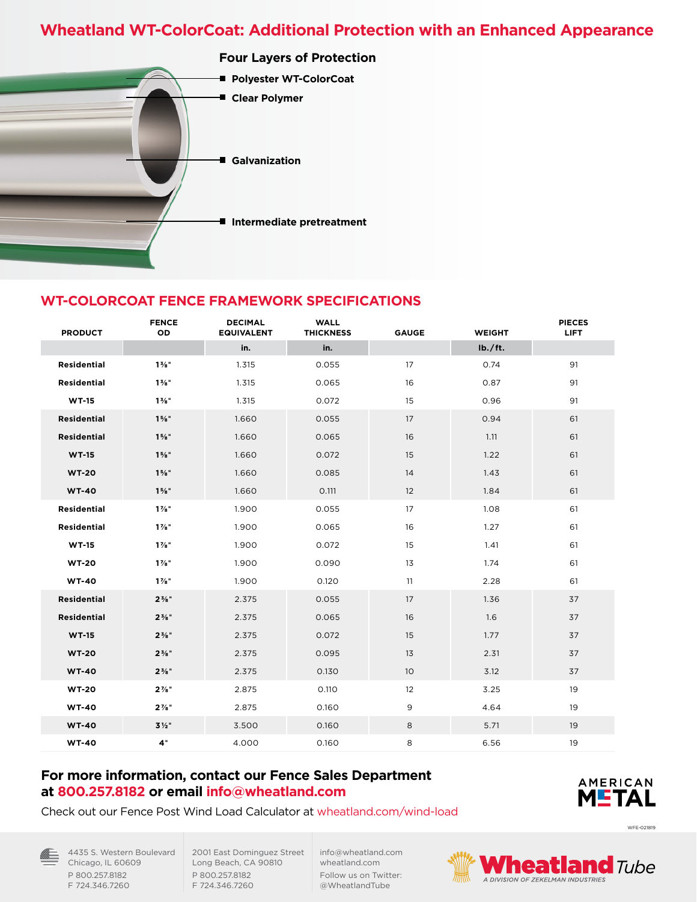# Wheatland WT-ColorCoat: Additional Protection with an Enhanced Appearance

## Four Layers of Protection

- **Polyester WT-ColorCoat**
- **Clear Polymer**
- **Galvanization**
- **Intermediate pretreatment**

## WT-COLORCOAT FENCE FRAMEWORK SPECIFICATIONS

| PRODUCT | FENCE OD | DECIMAL EQUIVALENT | WALL THICKNESS | GAUGE | WEIGHT | PIECES LIFT |
|---|---|---|---|---|---|---|
| | | in. | in. | | lb./ft. | |
| **Residential** | **1⅜"** | 1.315 | 0.055 | 17 | 0.74 | 91 |
| **Residential** | **1⅜"** | 1.315 | 0.065 | 16 | 0.87 | 91 |
| **WT-15** | **1⅜"** | 1.315 | 0.072 | 15 | 0.96 | 91 |
| **Residential** | **1⅝"** | 1.660 | 0.055 | 17 | 0.94 | 61 |
| **Residential** | **1⅝"** | 1.660 | 0.065 | 16 | 1.11 | 61 |
| **WT-15** | **1⅝"** | 1.660 | 0.072 | 15 | 1.22 | 61 |
| **WT-20** | **1⅝"** | 1.660 | 0.085 | 14 | 1.43 | 61 |
| **WT-40** | **1⅝"** | 1.660 | 0.111 | 12 | 1.84 | 61 |
| **Residential** | **1⅞"** | 1.900 | 0.055 | 17 | 1.08 | 61 |
| **Residential** | **1⅞"** | 1.900 | 0.065 | 16 | 1.27 | 61 |
| **WT-15** | **1⅞"** | 1.900 | 0.072 | 15 | 1.41 | 61 |
| **WT-20** | **1⅞"** | 1.900 | 0.090 | 13 | 1.74 | 61 |
| **WT-40** | **1⅞"** | 1.900 | 0.120 | 11 | 2.28 | 61 |
| **Residential** | **2⅜"** | 2.375 | 0.055 | 17 | 1.36 | 37 |
| **Residential** | **2⅜"** | 2.375 | 0.065 | 16 | 1.6 | 37 |
| **WT-15** | **2⅜"** | 2.375 | 0.072 | 15 | 1.77 | 37 |
| **WT-20** | **2⅜"** | 2.375 | 0.095 | 13 | 2.31 | 37 |
| **WT-40** | **2⅜"** | 2.375 | 0.130 | 10 | 3.12 | 37 |
| **WT-20** | **2⅞"** | 2.875 | 0.110 | 12 | 3.25 | 19 |
| **WT-40** | **2⅞"** | 2.875 | 0.160 | 9 | 4.64 | 19 |
| **WT-40** | **3½"** | 3.500 | 0.160 | 8 | 5.71 | 19 |
| **WT-40** | **4"** | 4.000 | 0.160 | 8 | 6.56 | 19 |

**For more information, contact our Fence Sales Department at 800.257.8182 or email info@wheatland.com**

Check out our Fence Post Wind Load Calculator at wheatland.com/wind-load

AMERICAN METAL

WFE-021819

4435 S. Western Boulevard
Chicago, IL 60609
P 800.257.8182
F 724.346.7260

2001 East Dominguez Street
Long Beach, CA 90810
P 800.257.8182
F 724.346.7260

info@wheatland.com
wheatland.com
Follow us on Twitter:
@WheatlandTube

Wheatland Tube
A DIVISION OF ZEKELMAN INDUSTRIES